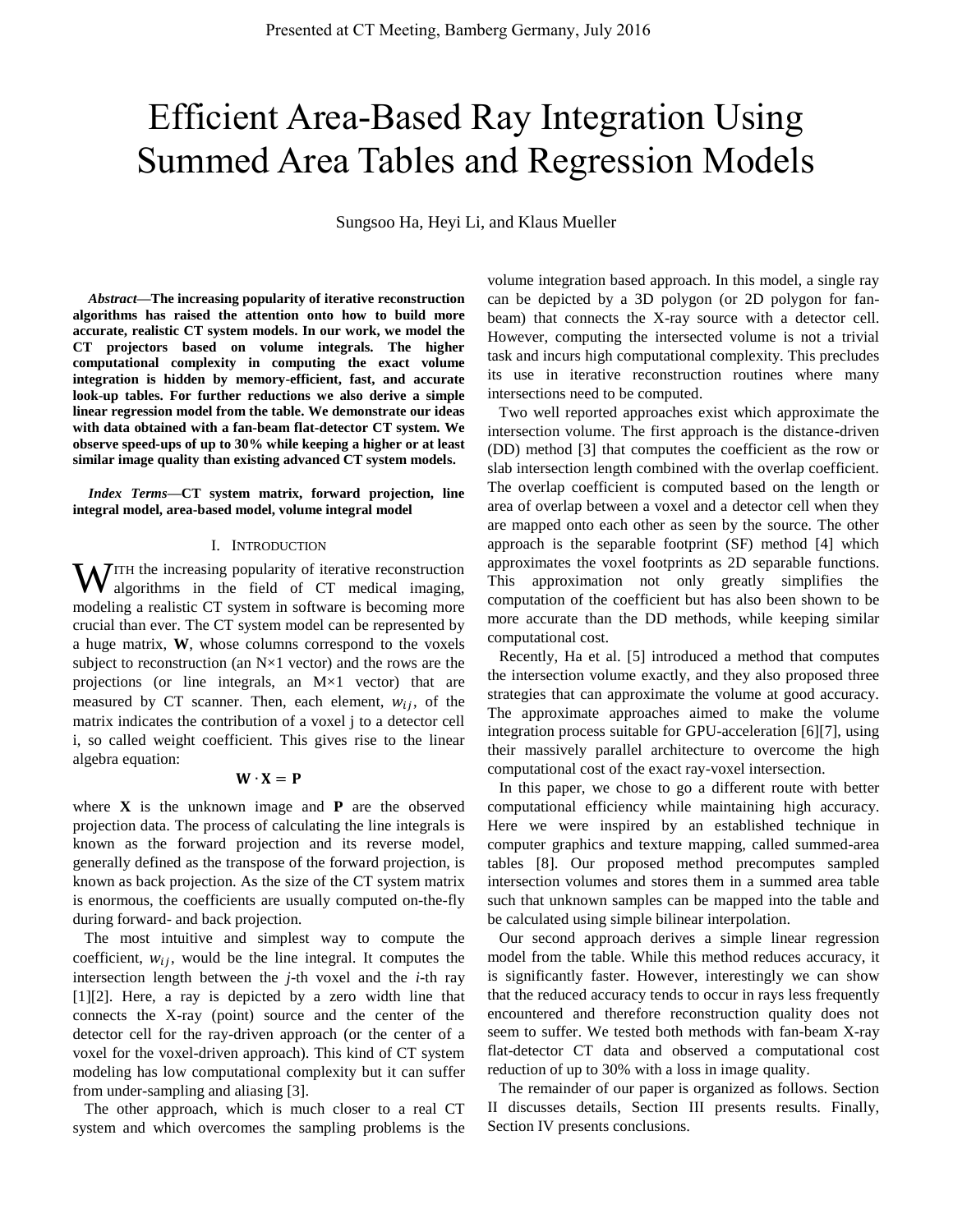Presented at CT Meeting, Bamberg Germany, July 2016

# Efficient Area-Based Ray Integration Using Summed Area Tables and Regression Models

Sungsoo Ha, Heyi Li, and Klaus Mueller

***Abstract*—The increasing popularity of iterative reconstruction algorithms has raised the attention onto how to build more accurate, realistic CT system models. In our work, we model the CT projectors based on volume integrals. The higher computational complexity in computing the exact volume integration is hidden by memory-efficient, fast, and accurate look-up tables. For further reductions we also derive a simple linear regression model from the table. We demonstrate our ideas with data obtained with a fan-beam flat-detector CT system. We observe speed-ups of up to 30% while keeping a higher or at least similar image quality than existing advanced CT system models.**

***Index Terms*—CT system matrix, forward projection, line integral model, area-based model, volume integral model**

## I. Introduction

With the increasing popularity of iterative reconstruction algorithms in the field of CT medical imaging, modeling a realistic CT system in software is becoming more crucial than ever. The CT system model can be represented by a huge matrix, **W**, whose columns correspond to the voxels subject to reconstruction (an N×1 vector) and the rows are the projections (or line integrals, an M×1 vector) that are measured by CT scanner. Then, each element, $w_{ij}$, of the matrix indicates the contribution of a voxel j to a detector cell i, so called weight coefficient. This gives rise to the linear algebra equation:

$$\mathbf{W} \cdot \mathbf{X} = \mathbf{P}$$

where **X** is the unknown image and **P** are the observed projection data. The process of calculating the line integrals is known as the forward projection and its reverse model, generally defined as the transpose of the forward projection, is known as back projection. As the size of the CT system matrix is enormous, the coefficients are usually computed on-the-fly during forward- and back projection.

The most intuitive and simplest way to compute the coefficient, $w_{ij}$, would be the line integral. It computes the intersection length between the *j*-th voxel and the *i*-th ray [1][2]. Here, a ray is depicted by a zero width line that connects the X-ray (point) source and the center of the detector cell for the ray-driven approach (or the center of a voxel for the voxel-driven approach). This kind of CT system modeling has low computational complexity but it can suffer from under-sampling and aliasing [3].

The other approach, which is much closer to a real CT system and which overcomes the sampling problems is the volume integration based approach. In this model, a single ray can be depicted by a 3D polygon (or 2D polygon for fan-beam) that connects the X-ray source with a detector cell. However, computing the intersected volume is not a trivial task and incurs high computational complexity. This precludes its use in iterative reconstruction routines where many intersections need to be computed.

Two well reported approaches exist which approximate the intersection volume. The first approach is the distance-driven (DD) method [3] that computes the coefficient as the row or slab intersection length combined with the overlap coefficient. The overlap coefficient is computed based on the length or area of overlap between a voxel and a detector cell when they are mapped onto each other as seen by the source. The other approach is the separable footprint (SF) method [4] which approximates the voxel footprints as 2D separable functions. This approximation not only greatly simplifies the computation of the coefficient but has also been shown to be more accurate than the DD methods, while keeping similar computational cost.

Recently, Ha et al. [5] introduced a method that computes the intersection volume exactly, and they also proposed three strategies that can approximate the volume at good accuracy. The approximate approaches aimed to make the volume integration process suitable for GPU-acceleration [6][7], using their massively parallel architecture to overcome the high computational cost of the exact ray-voxel intersection.

In this paper, we chose to go a different route with better computational efficiency while maintaining high accuracy. Here we were inspired by an established technique in computer graphics and texture mapping, called summed-area tables [8]. Our proposed method precomputes sampled intersection volumes and stores them in a summed area table such that unknown samples can be mapped into the table and be calculated using simple bilinear interpolation.

Our second approach derives a simple linear regression model from the table. While this method reduces accuracy, it is significantly faster. However, interestingly we can show that the reduced accuracy tends to occur in rays less frequently encountered and therefore reconstruction quality does not seem to suffer. We tested both methods with fan-beam X-ray flat-detector CT data and observed a computational cost reduction of up to 30% with a loss in image quality.

The remainder of our paper is organized as follows. Section II discusses details, Section III presents results. Finally, Section IV presents conclusions.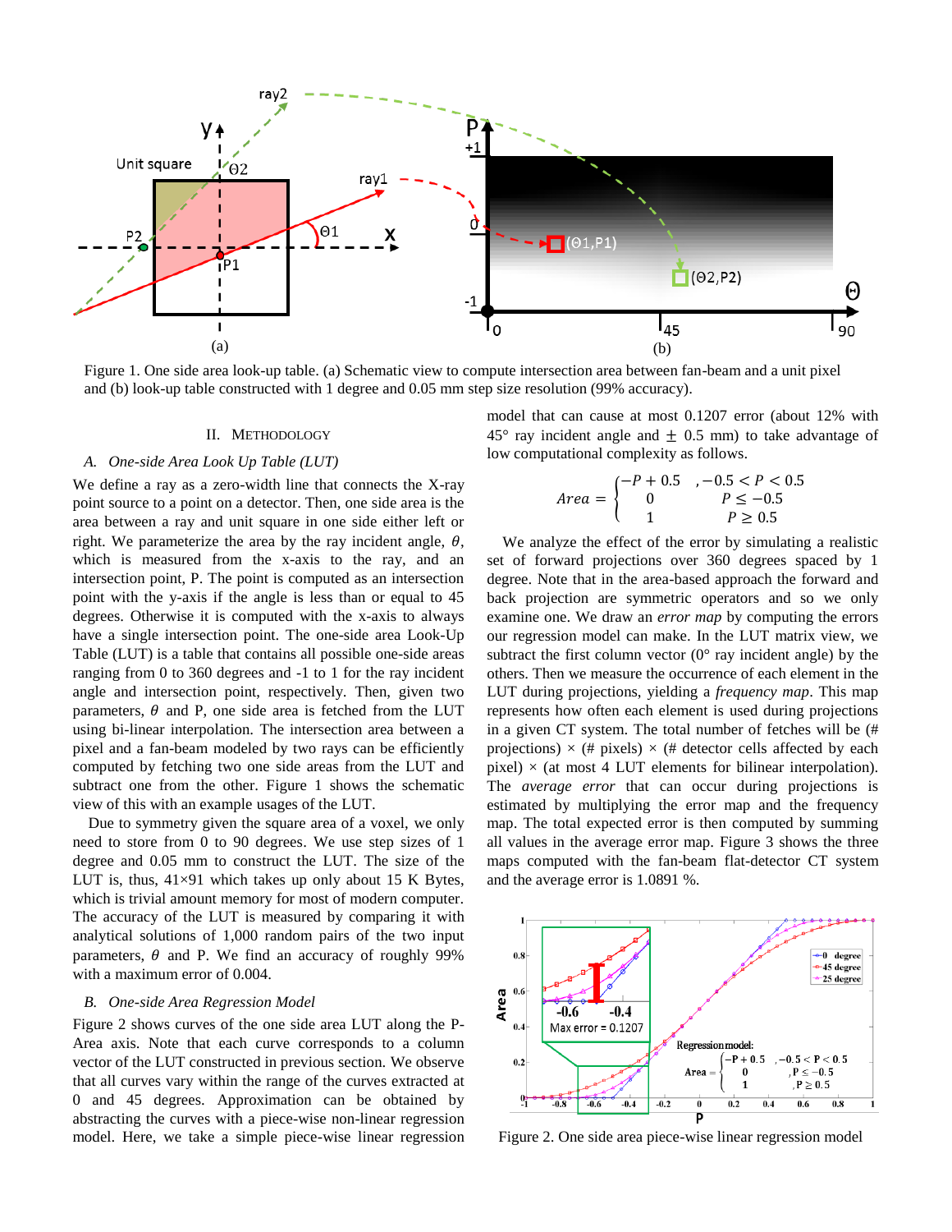Figure 1. One side area look-up table. (a) Schematic view to compute intersection area between fan-beam and a unit pixel and (b) look-up table constructed with 1 degree and 0.05 mm step size resolution (99% accuracy).

## II. METHODOLOGY

### A. One-side Area Look Up Table (LUT)

We define a ray as a zero-width line that connects the X-ray point source to a point on a detector. Then, one side area is the area between a ray and unit square in one side either left or right. We parameterize the area by the ray incident angle, $\theta$, which is measured from the x-axis to the ray, and an intersection point, P. The point is computed as an intersection point with the y-axis if the angle is less than or equal to 45 degrees. Otherwise it is computed with the x-axis to always have a single intersection point. The one-side area Look-Up Table (LUT) is a table that contains all possible one-side areas ranging from 0 to 360 degrees and -1 to 1 for the ray incident angle and intersection point, respectively. Then, given two parameters, $\theta$ and P, one side area is fetched from the LUT using bi-linear interpolation. The intersection area between a pixel and a fan-beam modeled by two rays can be efficiently computed by fetching two one side areas from the LUT and subtract one from the other. Figure 1 shows the schematic view of this with an example usages of the LUT.

Due to symmetry given the square area of a voxel, we only need to store from 0 to 90 degrees. We use step sizes of 1 degree and 0.05 mm to construct the LUT. The size of the LUT is, thus, 41×91 which takes up only about 15 K Bytes, which is trivial amount memory for most of modern computer. The accuracy of the LUT is measured by comparing it with analytical solutions of 1,000 random pairs of the two input parameters, $\theta$ and P. We find an accuracy of roughly 99% with a maximum error of 0.004.

### B. One-side Area Regression Model

Figure 2 shows curves of the one side area LUT along the P-Area axis. Note that each curve corresponds to a column vector of the LUT constructed in previous section. We observe that all curves vary within the range of the curves extracted at 0 and 45 degrees. Approximation can be obtained by abstracting the curves with a piece-wise non-linear regression model. Here, we take a simple piece-wise linear regression model that can cause at most 0.1207 error (about 12% with 45° ray incident angle and ± 0.5 mm) to take advantage of low computational complexity as follows.

$$
Area = \begin{cases} -P + 0.5 & , -0.5 < P < 0.5 \\ 0 & P \leq -0.5 \\ 1 & P \geq 0.5 \end{cases}
$$

We analyze the effect of the error by simulating a realistic set of forward projections over 360 degrees spaced by 1 degree. Note that in the area-based approach the forward and back projection are symmetric operators and so we only examine one. We draw an *error map* by computing the errors our regression model can make. In the LUT matrix view, we subtract the first column vector (0° ray incident angle) by the others. Then we measure the occurrence of each element in the LUT during projections, yielding a *frequency map*. This map represents how often each element is used during projections in a given CT system. The total number of fetches will be (# projections) × (# pixels) × (# detector cells affected by each pixel) × (at most 4 LUT elements for bilinear interpolation). The *average error* that can occur during projections is estimated by multiplying the error map and the frequency map. The total expected error is then computed by summing all values in the average error map. Figure 3 shows the three maps computed with the fan-beam flat-detector CT system and the average error is 1.0891 %.

Figure 2. One side area piece-wise linear regression model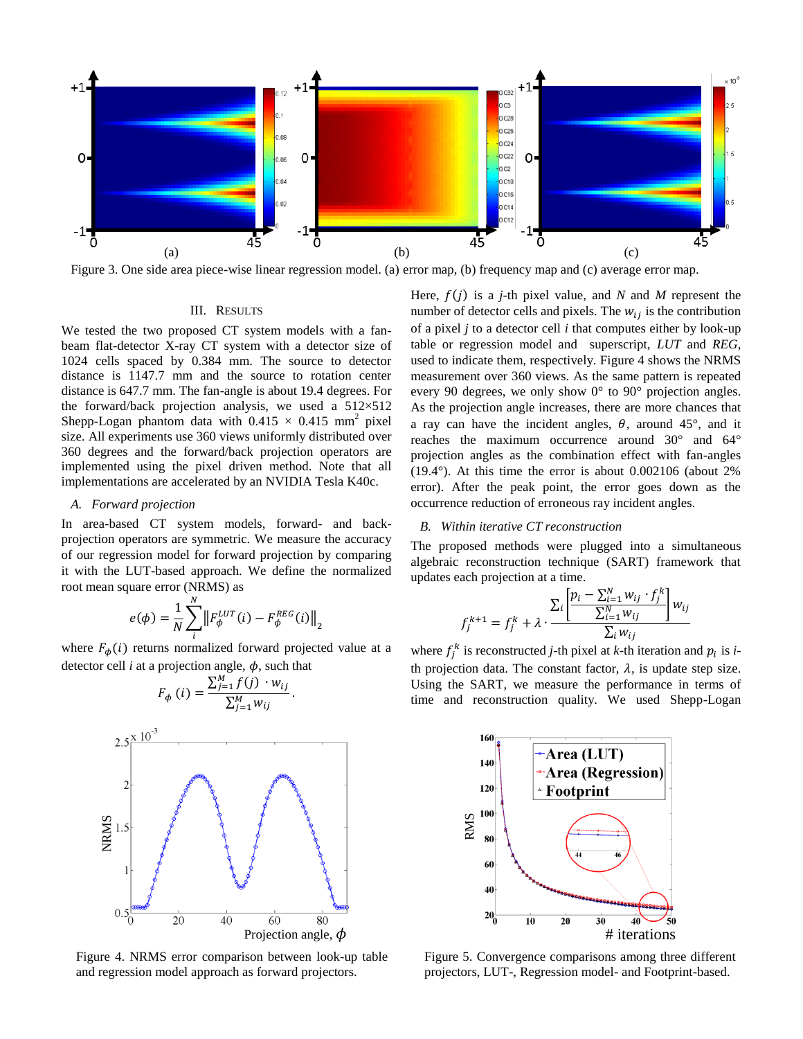Figure 3. One side area piece-wise linear regression model. (a) error map, (b) frequency map and (c) average error map.

## III. RESULTS

We tested the two proposed CT system models with a fan-beam flat-detector X-ray CT system with a detector size of 1024 cells spaced by 0.384 mm. The source to detector distance is 1147.7 mm and the source to rotation center distance is 647.7 mm. The fan-angle is about 19.4 degrees. For the forward/back projection analysis, we used a 512×512 Shepp-Logan phantom data with 0.415 × 0.415 $mm^2$ pixel size. All experiments use 360 views uniformly distributed over 360 degrees and the forward/back projection operators are implemented using the pixel driven method. Note that all implementations are accelerated by an NVIDIA Tesla K40c.

### *A. Forward projection*

In area-based CT system models, forward- and back-projection operators are symmetric. We measure the accuracy of our regression model for forward projection by comparing it with the LUT-based approach. We define the normalized root mean square error (NRMS) as

$$e(\phi) = \frac{1}{N}\sum_{i}^{N}\left\|F_{\phi}^{LUT}(i) - F_{\phi}^{REG}(i)\right\|_2$$

where $F_{\phi}(i)$ returns normalized forward projected value at a detector cell *i* at a projection angle, $\phi$, such that

$$F_{\phi}(i) = \frac{\sum_{j=1}^{M} f(j) \cdot w_{ij}}{\sum_{j=1}^{M} w_{ij}}.$$

Here, $f(j)$ is a *j*-th pixel value, and *N* and *M* represent the number of detector cells and pixels. The $w_{ij}$ is the contribution of a pixel *j* to a detector cell *i* that computes either by look-up table or regression model and superscript, *LUT* and *REG*, used to indicate them, respectively. Figure 4 shows the NRMS measurement over 360 views. As the same pattern is repeated every 90 degrees, we only show 0° to 90° projection angles. As the projection angle increases, there are more chances that a ray can have the incident angles, $\theta$, around 45°, and it reaches the maximum occurrence around 30° and 64° projection angles as the combination effect with fan-angles (19.4°). At this time the error is about 0.002106 (about 2% error). After the peak point, the error goes down as the occurrence reduction of erroneous ray incident angles.

### *B. Within iterative CT reconstruction*

The proposed methods were plugged into a simultaneous algebraic reconstruction technique (SART) framework that updates each projection at a time.

$$f_j^{k+1} = f_j^k + \lambda \cdot \frac{\sum_i \left[\frac{p_i - \sum_{i=1}^{N} w_{ij} \cdot f_j^k}{\sum_{i=1}^{N} w_{ij}}\right] w_{ij}}{\sum_i w_{ij}}$$

where $f_j^k$ is reconstructed *j*-th pixel at *k*-th iteration and $p_i$ is *i*-th projection data. The constant factor, $\lambda$, is update step size. Using the SART, we measure the performance in terms of time and reconstruction quality. We used Shepp-Logan

Figure 4. NRMS error comparison between look-up table and regression model approach as forward projectors.

Figure 5. Convergence comparisons among three different projectors, LUT-, Regression model- and Footprint-based.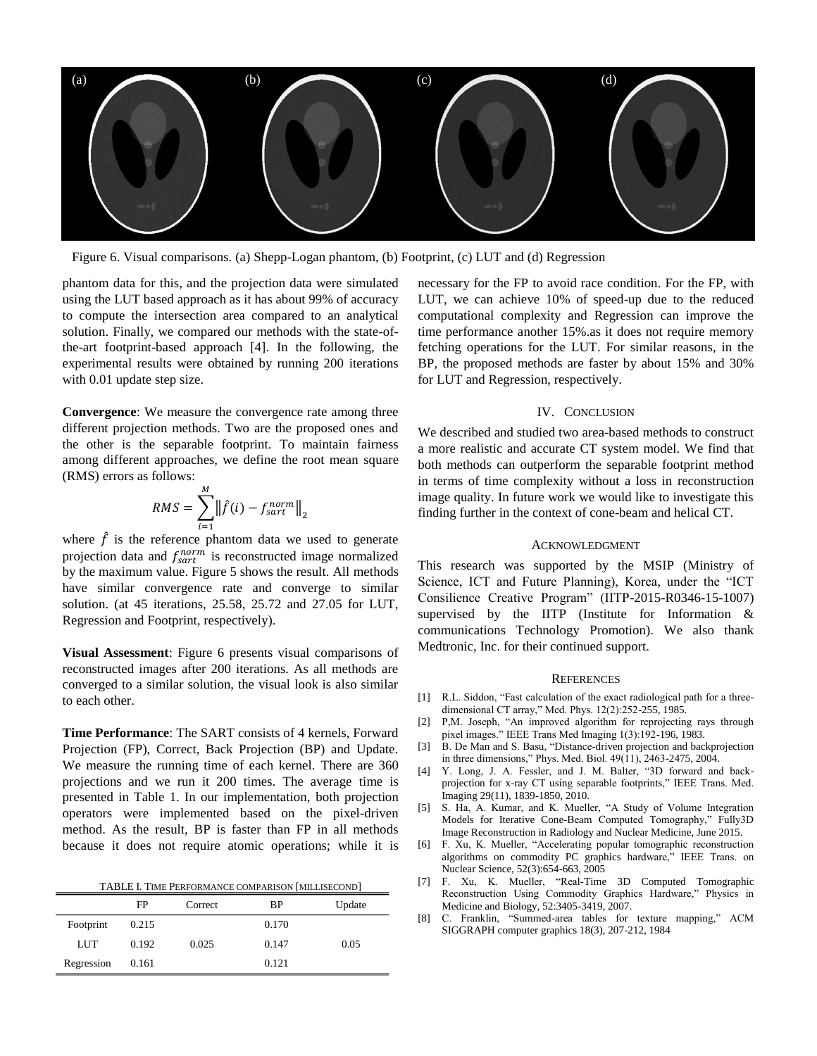Figure 6. Visual comparisons. (a) Shepp-Logan phantom, (b) Footprint, (c) LUT and (d) Regression

phantom data for this, and the projection data were simulated using the LUT based approach as it has about 99% of accuracy to compute the intersection area compared to an analytical solution. Finally, we compared our methods with the state-of-the-art footprint-based approach [4]. In the following, the experimental results were obtained by running 200 iterations with 0.01 update step size.

**Convergence**: We measure the convergence rate among three different projection methods. Two are the proposed ones and the other is the separable footprint. To maintain fairness among different approaches, we define the root mean square (RMS) errors as follows:

$$RMS = \sum_{i=1}^{M} \left\| \hat{f}(i) - f_{sart}^{norm} \right\|_2$$

where $\hat{f}$ is the reference phantom data we used to generate projection data and $f_{sart}^{norm}$ is reconstructed image normalized by the maximum value. Figure 5 shows the result. All methods have similar convergence rate and converge to similar solution. (at 45 iterations, 25.58, 25.72 and 27.05 for LUT, Regression and Footprint, respectively).

**Visual Assessment**: Figure 6 presents visual comparisons of reconstructed images after 200 iterations. As all methods are converged to a similar solution, the visual look is also similar to each other.

**Time Performance**: The SART consists of 4 kernels, Forward Projection (FP), Correct, Back Projection (BP) and Update. We measure the running time of each kernel. There are 360 projections and we run it 200 times. The average time is presented in Table 1. In our implementation, both projection operators were implemented based on the pixel-driven method. As the result, BP is faster than FP in all methods because it does not require atomic operations; while it is necessary for the FP to avoid race condition. For the FP, with LUT, we can achieve 10% of speed-up due to the reduced computational complexity and Regression can improve the time performance another 15%.as it does not require memory fetching operations for the LUT. For similar reasons, in the BP, the proposed methods are faster by about 15% and 30% for LUT and Regression, respectively.

TABLE I. TIME PERFORMANCE COMPARISON [MILLISECOND]

| | FP | Correct | BP | Update |
|---|---|---|---|---|
| Footprint | 0.215 | | 0.170 | |
| LUT | 0.192 | 0.025 | 0.147 | 0.05 |
| Regression | 0.161 | | 0.121 | |

## IV. CONCLUSION

We described and studied two area-based methods to construct a more realistic and accurate CT system model. We find that both methods can outperform the separable footprint method in terms of time complexity without a loss in reconstruction image quality. In future work we would like to investigate this finding further in the context of cone-beam and helical CT.

## ACKNOWLEDGMENT

This research was supported by the MSIP (Ministry of Science, ICT and Future Planning), Korea, under the "ICT Consilience Creative Program" (IITP-2015-R0346-15-1007) supervised by the IITP (Institute for Information & communications Technology Promotion). We also thank Medtronic, Inc. for their continued support.

## REFERENCES

[1] R.L. Siddon, "Fast calculation of the exact radiological path for a three-dimensional CT array," Med. Phys. 12(2):252-255, 1985.

[2] P,M. Joseph, "An improved algorithm for reprojecting rays through pixel images." IEEE Trans Med Imaging 1(3):192-196, 1983.

[3] B. De Man and S. Basu, "Distance-driven projection and backprojection in three dimensions," Phys. Med. Biol. 49(11), 2463-2475, 2004.

[4] Y. Long, J. A. Fessler, and J. M. Balter, "3D forward and back-projection for x-ray CT using separable footprints," IEEE Trans. Med. Imaging 29(11), 1839-1850, 2010.

[5] S. Ha, A. Kumar, and K. Mueller, "A Study of Volume Integration Models for Iterative Cone-Beam Computed Tomography," Fully3D Image Reconstruction in Radiology and Nuclear Medicine, June 2015.

[6] F. Xu, K. Mueller, "Accelerating popular tomographic reconstruction algorithms on commodity PC graphics hardware," IEEE Trans. on Nuclear Science, 52(3):654-663, 2005

[7] F. Xu, K. Mueller, "Real-Time 3D Computed Tomographic Reconstruction Using Commodity Graphics Hardware," Physics in Medicine and Biology, 52:3405-3419, 2007.

[8] C. Franklin, "Summed-area tables for texture mapping," ACM SIGGRAPH computer graphics 18(3), 207-212, 1984